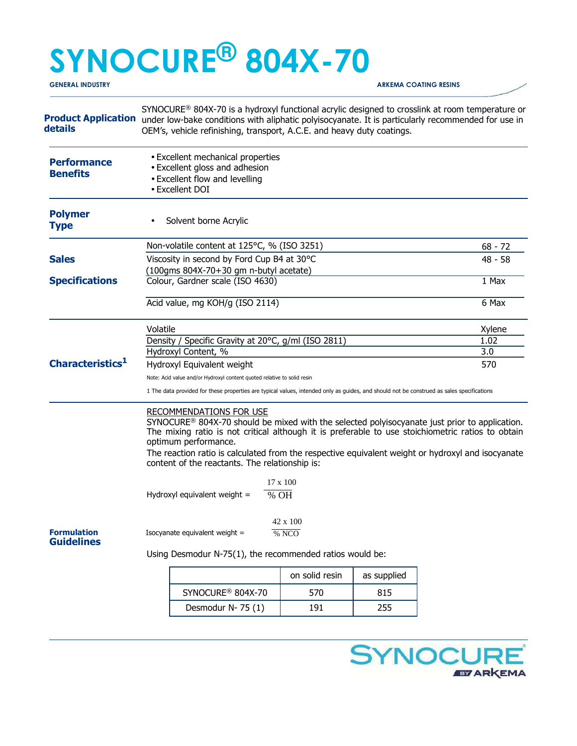# SYNOCURE® 804X-70

**GENERAL INDUSTRY** — **ARKEMA COATING RESINS**

## Product Application details

SYNOCURE® 804X-70 is a hydroxyl functional acrylic designed to crosslink at room temperature or under low-bake conditions with aliphatic polyisocyanate. It is particularly recommended for use in OEM's, vehicle refinishing, transport, A.C.E. and heavy duty coatings.

## Performance Benefits

- Excellent mechanical properties
- Excellent gloss and adhesion
- Excellent flow and levelling
- Excellent DOI

## Polymer Type

- Solvent borne Acrylic

## Sales Specifications

| Property | Value |
|---|---|
| Non-volatile content at 125°C, % (ISO 3251) | 68 - 72 |
| Viscosity in second by Ford Cup B4 at 30°C (100gms 804X-70+30 gm n-butyl acetate) | 48 - 58 |
| Colour, Gardner scale (ISO 4630) | 1 Max |
| Acid value, mg KOH/g (ISO 2114) | 6 Max |

## Characteristics[1]

| Property | Value |
|---|---|
| Volatile | Xylene |
| Density / Specific Gravity at 20°C, g/ml (ISO 2811) | 1.02 |
| Hydroxyl Content, % | 3.0 |
| Hydroxyl Equivalent weight | 570 |

Note: Acid value and/or Hydroxyl content quoted relative to solid resin

1 The data provided for these properties are typical values, intended only as guides, and should not be construed as sales specifications

## Formulation Guidelines

RECOMMENDATIONS FOR USE

SYNOCURE® 804X-70 should be mixed with the selected polyisocyanate just prior to application. The mixing ratio is not critical although it is preferable to use stoichiometric ratios to obtain optimum performance.

The reaction ratio is calculated from the respective equivalent weight or hydroxyl and isocyanate content of the reactants. The relationship is:

$$\text{Hydroxyl equivalent weight} = \frac{17 \times 100}{\% \text{ OH}}$$

$$\text{Isocyanate equivalent weight} = \frac{42 \times 100}{\% \text{ NCO}}$$

Using Desmodur N-75(1), the recommended ratios would be:

| | on solid resin | as supplied |
|---|---|---|
| SYNOCURE® 804X-70 | 570 | 815 |
| Desmodur N- 75 (1) | 191 | 255 |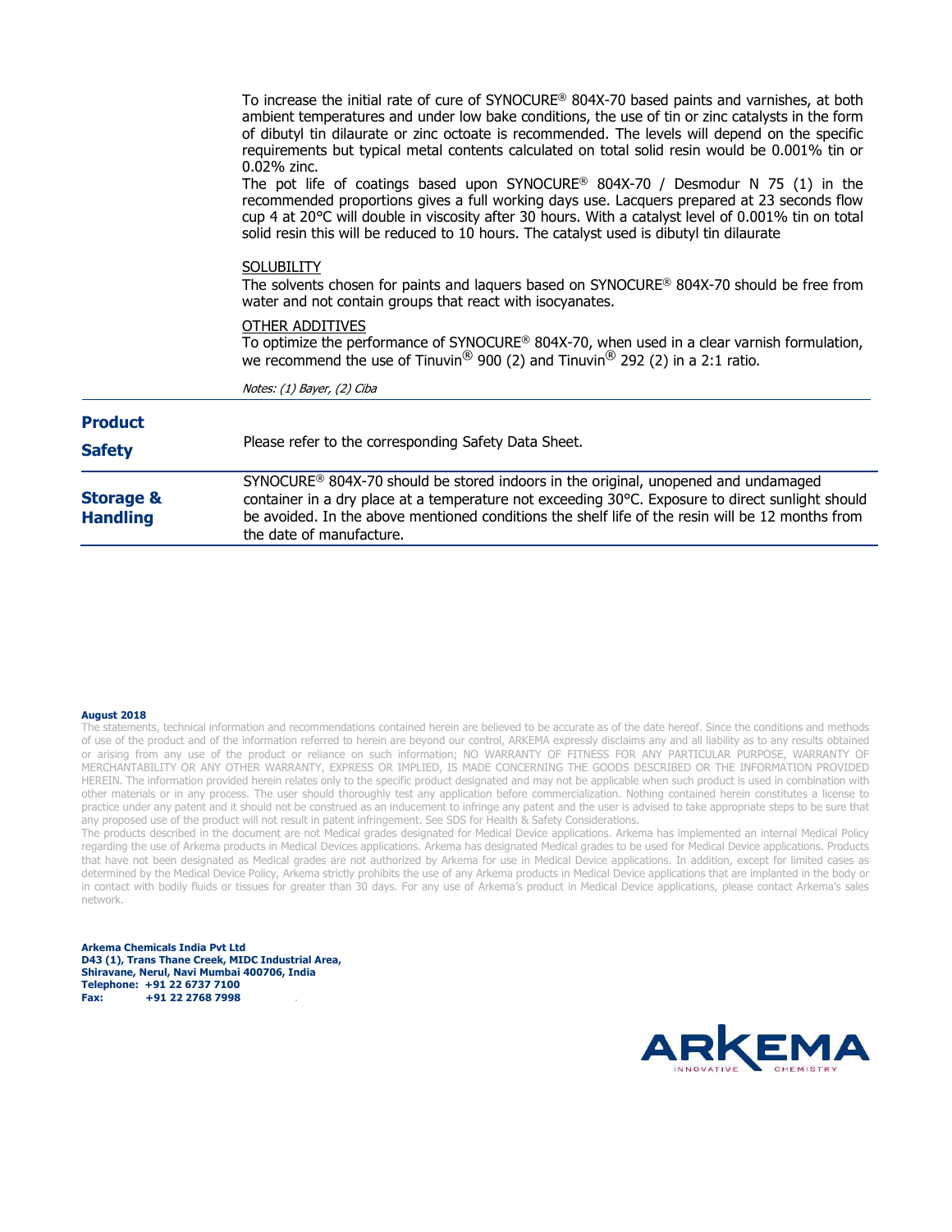To increase the initial rate of cure of SYNOCURE® 804X-70 based paints and varnishes, at both ambient temperatures and under low bake conditions, the use of tin or zinc catalysts in the form of dibutyl tin dilaurate or zinc octoate is recommended. The levels will depend on the specific requirements but typical metal contents calculated on total solid resin would be 0.001% tin or 0.02% zinc.

The pot life of coatings based upon SYNOCURE® 804X-70 / Desmodur N 75 (1) in the recommended proportions gives a full working days use. Lacquers prepared at 23 seconds flow cup 4 at 20°C will double in viscosity after 30 hours. With a catalyst level of 0.001% tin on total solid resin this will be reduced to 10 hours. The catalyst used is dibutyl tin dilaurate

SOLUBILITY

The solvents chosen for paints and laquers based on SYNOCURE® 804X-70 should be free from water and not contain groups that react with isocyanates.

OTHER ADDITIVES

To optimize the performance of SYNOCURE® 804X-70, when used in a clear varnish formulation, we recommend the use of Tinuvin® 900 (2) and Tinuvin® 292 (2) in a 2:1 ratio.

*Notes: (1) Bayer, (2) Ciba*

## Product Safety

Please refer to the corresponding Safety Data Sheet.

## Storage & Handling

SYNOCURE® 804X-70 should be stored indoors in the original, unopened and undamaged container in a dry place at a temperature not exceeding 30°C. Exposure to direct sunlight should be avoided. In the above mentioned conditions the shelf life of the resin will be 12 months from the date of manufacture.

**August 2018**

The statements, technical information and recommendations contained herein are believed to be accurate as of the date hereof. Since the conditions and methods of use of the product and of the information referred to herein are beyond our control, ARKEMA expressly disclaims any and all liability as to any results obtained or arising from any use of the product or reliance on such information; NO WARRANTY OF FITNESS FOR ANY PARTICULAR PURPOSE, WARRANTY OF MERCHANTABILITY OR ANY OTHER WARRANTY, EXPRESS OR IMPLIED, IS MADE CONCERNING THE GOODS DESCRIBED OR THE INFORMATION PROVIDED HEREIN. The information provided herein relates only to the specific product designated and may not be applicable when such product is used in combination with other materials or in any process. The user should thoroughly test any application before commercialization. Nothing contained herein constitutes a license to practice under any patent and it should not be construed as an inducement to infringe any patent and the user is advised to take appropriate steps to be sure that any proposed use of the product will not result in patent infringement. See SDS for Health & Safety Considerations.

The products described in the document are not Medical grades designated for Medical Device applications. Arkema has implemented an internal Medical Policy regarding the use of Arkema products in Medical Devices applications. Arkema has designated Medical grades to be used for Medical Device applications. Products that have not been designated as Medical grades are not authorized by Arkema for use in Medical Device applications. In addition, except for limited cases as determined by the Medical Device Policy, Arkema strictly prohibits the use of any Arkema products in Medical Device applications that are implanted in the body or in contact with bodily fluids or tissues for greater than 30 days. For any use of Arkema's product in Medical Device applications, please contact Arkema's sales network.

**Arkema Chemicals India Pvt Ltd**
**D43 (1), Trans Thane Creek, MIDC Industrial Area,**
**Shiravane, Nerul, Navi Mumbai 400706, India**
**Telephone: +91 22 6737 7100**
**Fax: +91 22 2768 7998**

ARKEMA
INNOVATIVE CHEMISTRY